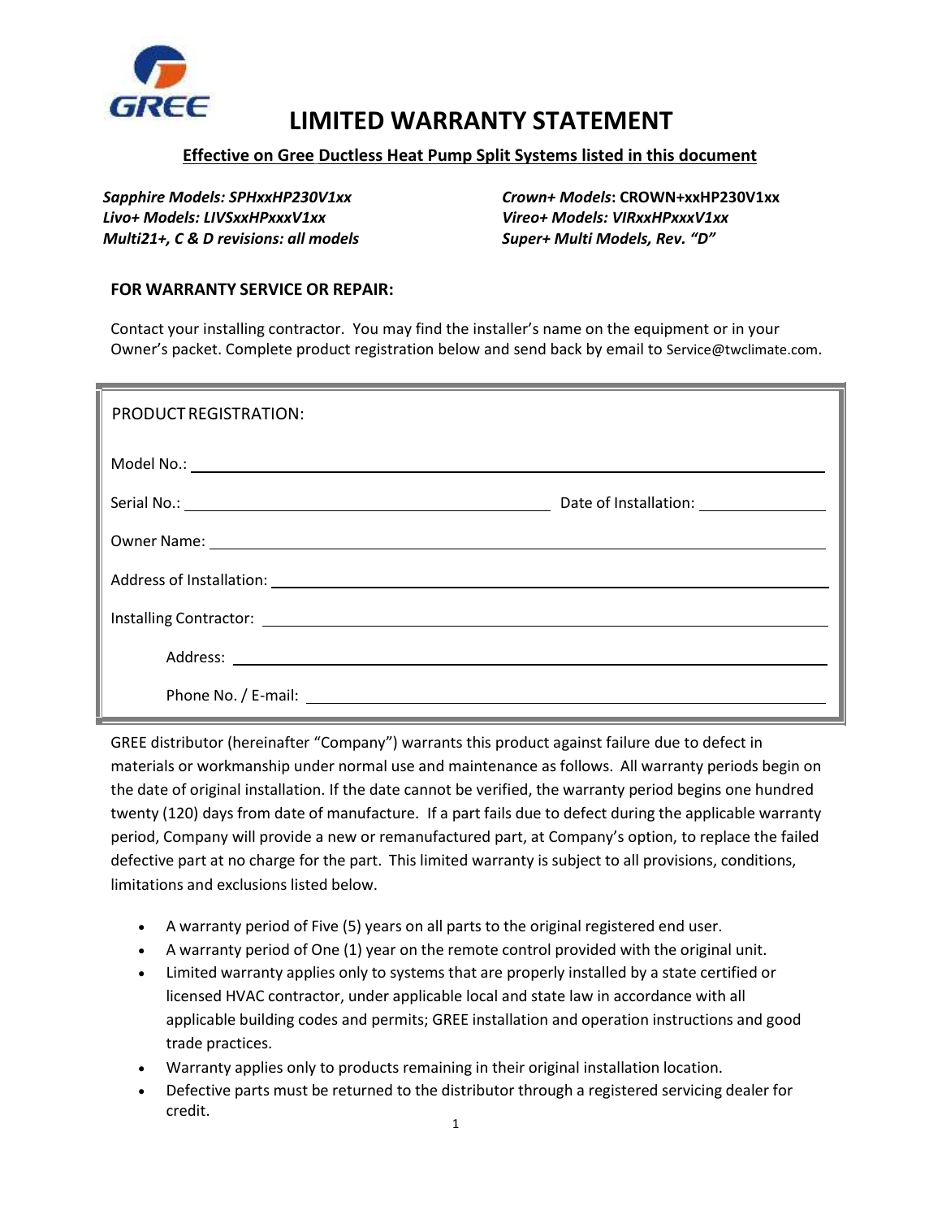# LIMITED WARRANTY STATEMENT

**Effective on Gree Ductless Heat Pump Split Systems listed in this document**

***Sapphire Models: SPHxxHP230V1xx***
***Livo+ Models: LIVSxxHPxxxV1xx***
***Multi21+, C & D revisions: all models***
***Crown+ Models*: CROWN+xxHP230V1xx**
***Vireo+ Models: VIRxxHPxxxV1xx***
***Super+ Multi Models, Rev. "D"***

**FOR WARRANTY SERVICE OR REPAIR:**

Contact your installing contractor. You may find the installer's name on the equipment or in your Owner's packet. Complete product registration below and send back by email to Service@twclimate.com.

PRODUCT REGISTRATION:

Model No.: ______________________________________________

Serial No.: ______________________________ Date of Installation: ______________

Owner Name: ______________________________________________

Address of Installation: ______________________________________________

Installing Contractor: ______________________________________________

Address: ______________________________________________

Phone No. / E-mail: ______________________________________________

GREE distributor (hereinafter "Company") warrants this product against failure due to defect in materials or workmanship under normal use and maintenance as follows. All warranty periods begin on the date of original installation. If the date cannot be verified, the warranty period begins one hundred twenty (120) days from date of manufacture. If a part fails due to defect during the applicable warranty period, Company will provide a new or remanufactured part, at Company's option, to replace the failed defective part at no charge for the part. This limited warranty is subject to all provisions, conditions, limitations and exclusions listed below.

- A warranty period of Five (5) years on all parts to the original registered end user.
- A warranty period of One (1) year on the remote control provided with the original unit.
- Limited warranty applies only to systems that are properly installed by a state certified or licensed HVAC contractor, under applicable local and state law in accordance with all applicable building codes and permits; GREE installation and operation instructions and good trade practices.
- Warranty applies only to products remaining in their original installation location.
- Defective parts must be returned to the distributor through a registered servicing dealer for credit.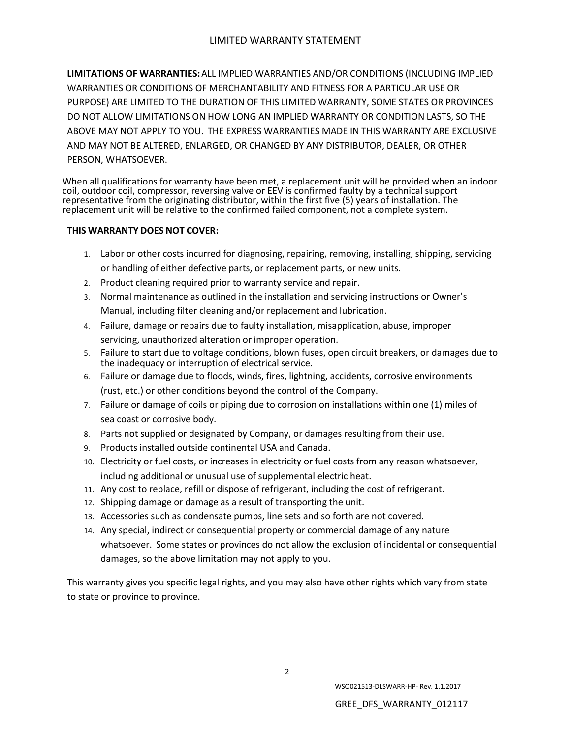# LIMITED WARRANTY STATEMENT

**LIMITATIONS OF WARRANTIES:** ALL IMPLIED WARRANTIES AND/OR CONDITIONS (INCLUDING IMPLIED WARRANTIES OR CONDITIONS OF MERCHANTABILITY AND FITNESS FOR A PARTICULAR USE OR PURPOSE) ARE LIMITED TO THE DURATION OF THIS LIMITED WARRANTY, SOME STATES OR PROVINCES DO NOT ALLOW LIMITATIONS ON HOW LONG AN IMPLIED WARRANTY OR CONDITION LASTS, SO THE ABOVE MAY NOT APPLY TO YOU. THE EXPRESS WARRANTIES MADE IN THIS WARRANTY ARE EXCLUSIVE AND MAY NOT BE ALTERED, ENLARGED, OR CHANGED BY ANY DISTRIBUTOR, DEALER, OR OTHER PERSON, WHATSOEVER.

When all qualifications for warranty have been met, a replacement unit will be provided when an indoor coil, outdoor coil, compressor, reversing valve or EEV is confirmed faulty by a technical support representative from the originating distributor, within the first five (5) years of installation. The replacement unit will be relative to the confirmed failed component, not a complete system.

**THIS WARRANTY DOES NOT COVER:**

1. Labor or other costs incurred for diagnosing, repairing, removing, installing, shipping, servicing or handling of either defective parts, or replacement parts, or new units.
2. Product cleaning required prior to warranty service and repair.
3. Normal maintenance as outlined in the installation and servicing instructions or Owner's Manual, including filter cleaning and/or replacement and lubrication.
4. Failure, damage or repairs due to faulty installation, misapplication, abuse, improper servicing, unauthorized alteration or improper operation.
5. Failure to start due to voltage conditions, blown fuses, open circuit breakers, or damages due to the inadequacy or interruption of electrical service.
6. Failure or damage due to floods, winds, fires, lightning, accidents, corrosive environments (rust, etc.) or other conditions beyond the control of the Company.
7. Failure or damage of coils or piping due to corrosion on installations within one (1) miles of sea coast or corrosive body.
8. Parts not supplied or designated by Company, or damages resulting from their use.
9. Products installed outside continental USA and Canada.
10. Electricity or fuel costs, or increases in electricity or fuel costs from any reason whatsoever, including additional or unusual use of supplemental electric heat.
11. Any cost to replace, refill or dispose of refrigerant, including the cost of refrigerant.
12. Shipping damage or damage as a result of transporting the unit.
13. Accessories such as condensate pumps, line sets and so forth are not covered.
14. Any special, indirect or consequential property or commercial damage of any nature whatsoever. Some states or provinces do not allow the exclusion of incidental or consequential damages, so the above limitation may not apply to you.

This warranty gives you specific legal rights, and you may also have other rights which vary from state to state or province to province.

WSO021513-DLSWARR-HP- Rev. 1.1.2017

GREE_DFS_WARRANTY_012117